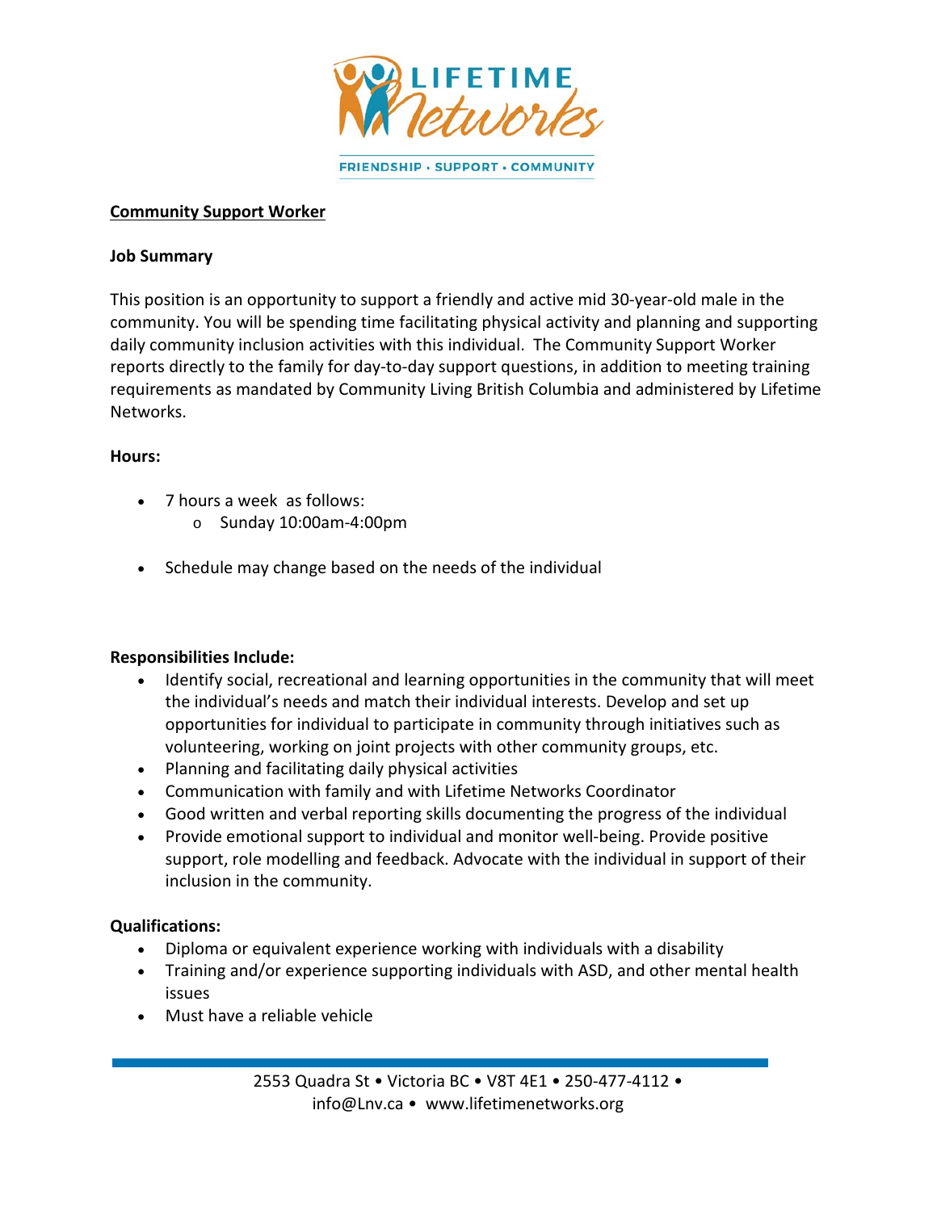LIFETIME Networks

FRIENDSHIP • SUPPORT • COMMUNITY

## Community Support Worker

### Job Summary

This position is an opportunity to support a friendly and active mid 30-year-old male in the community. You will be spending time facilitating physical activity and planning and supporting daily community inclusion activities with this individual. The Community Support Worker reports directly to the family for day-to-day support questions, in addition to meeting training requirements as mandated by Community Living British Columbia and administered by Lifetime Networks.

### Hours:

- 7 hours a week as follows:
  - Sunday 10:00am-4:00pm
- Schedule may change based on the needs of the individual

### Responsibilities Include:

- Identify social, recreational and learning opportunities in the community that will meet the individual's needs and match their individual interests. Develop and set up opportunities for individual to participate in community through initiatives such as volunteering, working on joint projects with other community groups, etc.
- Planning and facilitating daily physical activities
- Communication with family and with Lifetime Networks Coordinator
- Good written and verbal reporting skills documenting the progress of the individual
- Provide emotional support to individual and monitor well-being. Provide positive support, role modelling and feedback. Advocate with the individual in support of their inclusion in the community.

### Qualifications:

- Diploma or equivalent experience working with individuals with a disability
- Training and/or experience supporting individuals with ASD, and other mental health issues
- Must have a reliable vehicle

2553 Quadra St • Victoria BC • V8T 4E1 • 250-477-4112 • info@Lnv.ca • www.lifetimenetworks.org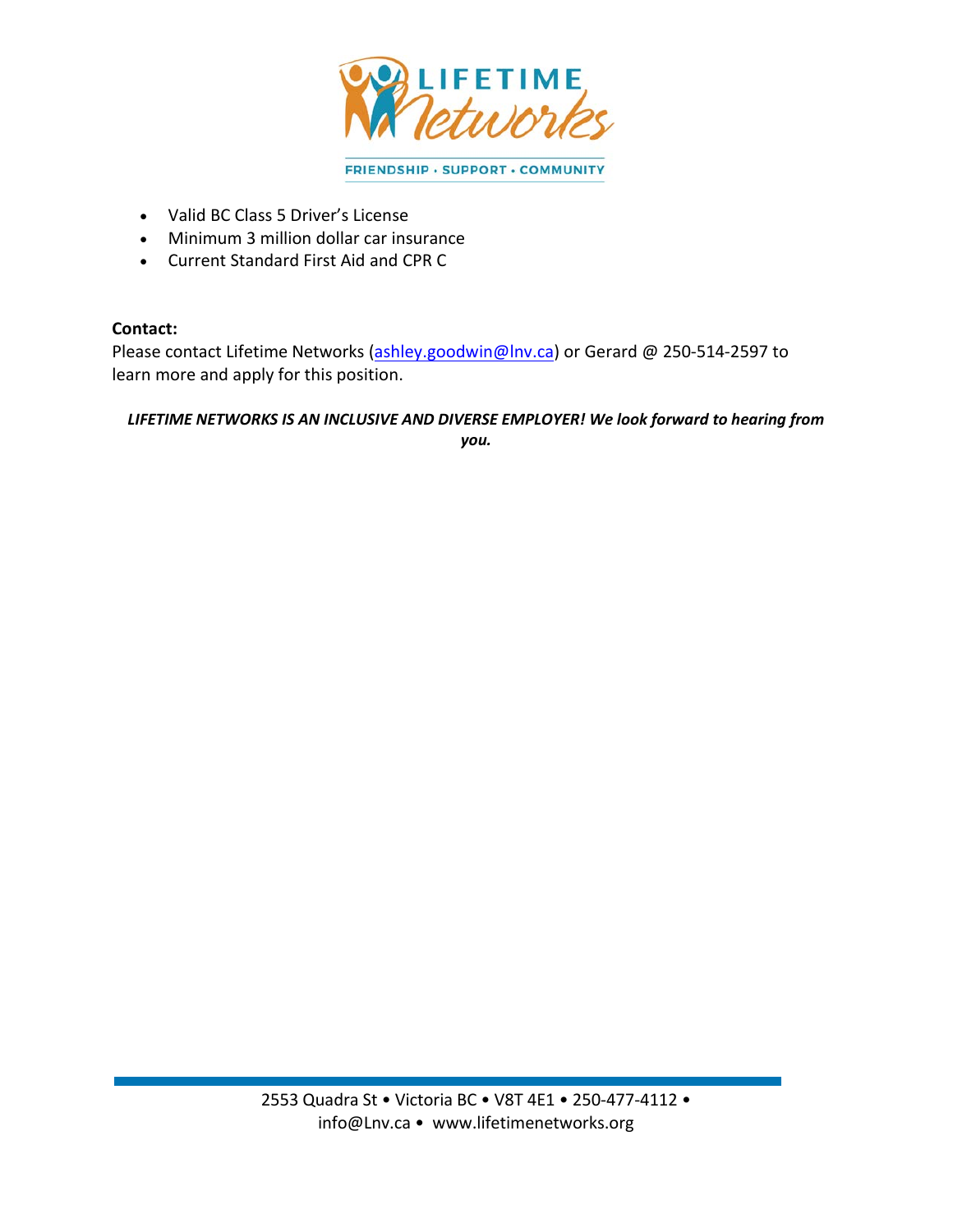- Valid BC Class 5 Driver's License
- Minimum 3 million dollar car insurance
- Current Standard First Aid and CPR C

**Contact:**
Please contact Lifetime Networks (ashley.goodwin@lnv.ca) or Gerard @ 250-514-2597 to learn more and apply for this position.

***LIFETIME NETWORKS IS AN INCLUSIVE AND DIVERSE EMPLOYER! We look forward to hearing from you.***